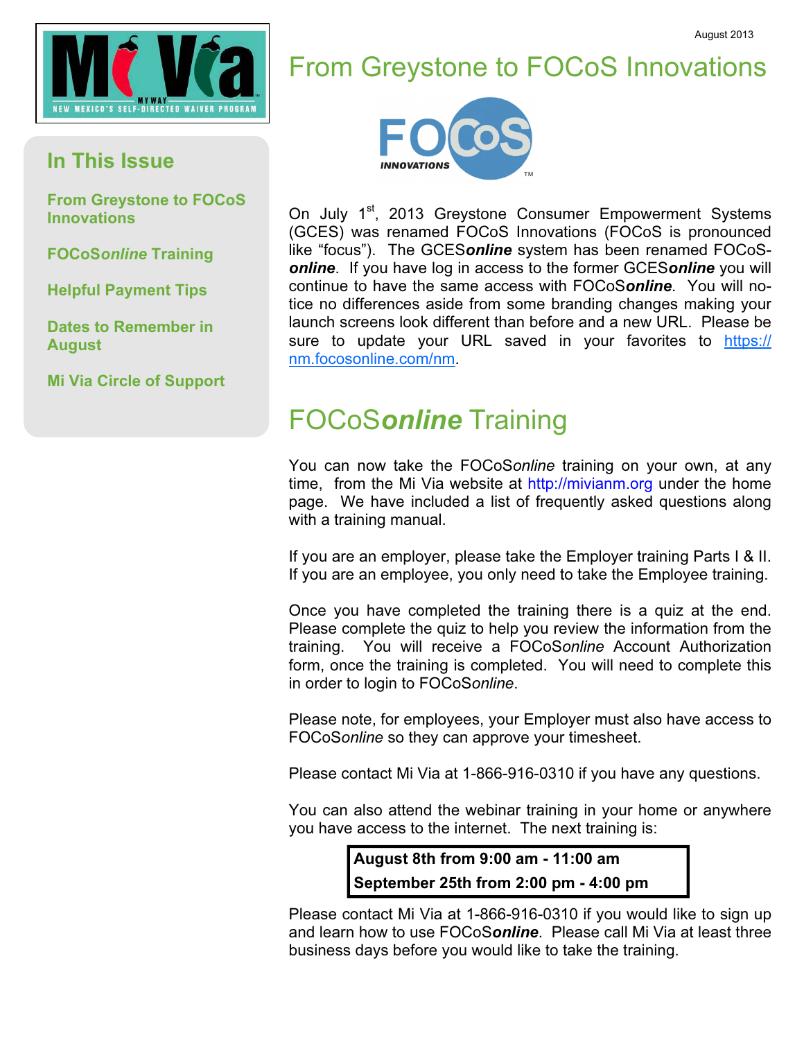August 2013

## In This Issue

- From Greystone to FOCoS Innovations
- FOCoS*online* Training
- Helpful Payment Tips
- Dates to Remember in August
- Mi Via Circle of Support

# From Greystone to FOCoS Innovations

On July 1st, 2013 Greystone Consumer Empowerment Systems (GCES) was renamed FOCoS Innovations (FOCoS is pronounced like “focus”). The GCES***online*** system has been renamed FOCoS-***online***. If you have log in access to the former GCES***online*** you will continue to have the same access with FOCoS***online***. You will notice no differences aside from some branding changes making your launch screens look different than before and a new URL. Please be sure to update your URL saved in your favorites to https://nm.focosonline.com/nm.

# FOCoS*online* Training

You can now take the FOCoS*online* training on your own, at any time, from the Mi Via website at http://mivianm.org under the home page. We have included a list of frequently asked questions along with a training manual.

If you are an employer, please take the Employer training Parts I & II. If you are an employee, you only need to take the Employee training.

Once you have completed the training there is a quiz at the end. Please complete the quiz to help you review the information from the training. You will receive a FOCoS*online* Account Authorization form, once the training is completed. You will need to complete this in order to login to FOCoS*online*.

Please note, for employees, your Employer must also have access to FOCoS*online* so they can approve your timesheet.

Please contact Mi Via at 1-866-916-0310 if you have any questions.

You can also attend the webinar training in your home or anywhere you have access to the internet. The next training is:

**August 8th from 9:00 am - 11:00 am**
**September 25th from 2:00 pm - 4:00 pm**

Please contact Mi Via at 1-866-916-0310 if you would like to sign up and learn how to use FOCoS***online***. Please call Mi Via at least three business days before you would like to take the training.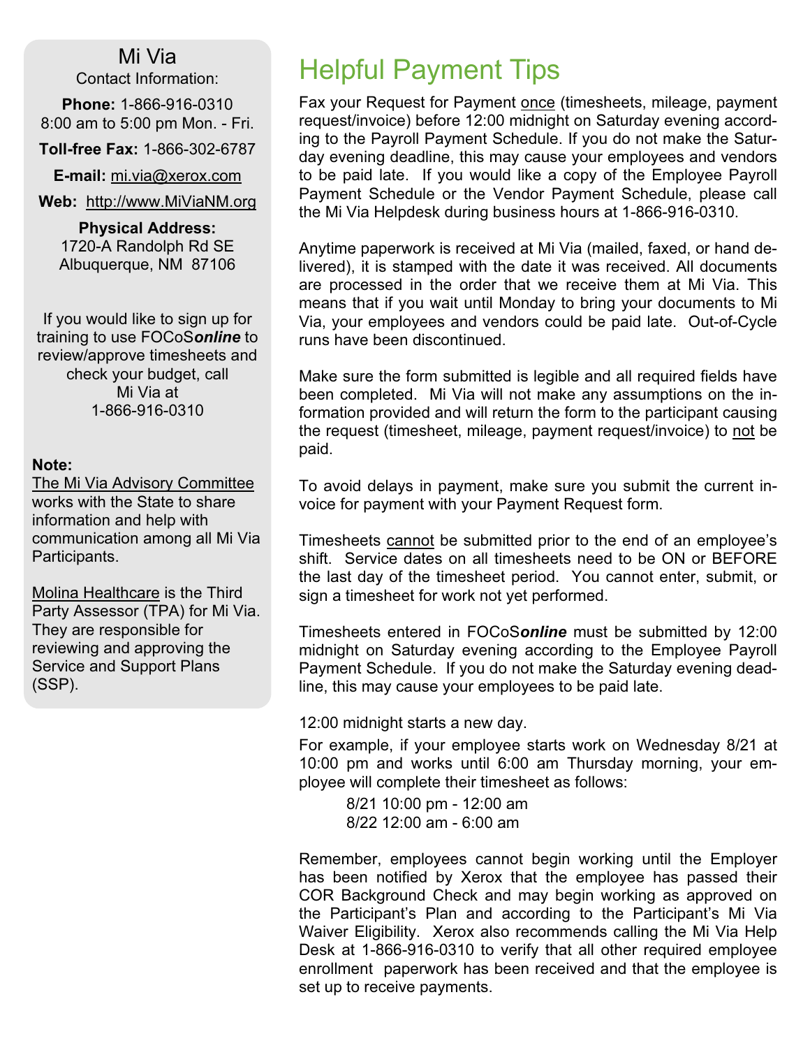## Mi Via

Contact Information:

**Phone:** 1-866-916-0310
8:00 am to 5:00 pm Mon. - Fri.

**Toll-free Fax:** 1-866-302-6787

**E-mail:** mi.via@xerox.com

**Web:** http://www.MiViaNM.org

**Physical Address:**
1720-A Randolph Rd SE
Albuquerque, NM 87106

If you would like to sign up for training to use FOCoS***online*** to review/approve timesheets and check your budget, call Mi Via at 1-866-916-0310

**Note:**
The Mi Via Advisory Committee works with the State to share information and help with communication among all Mi Via Participants.

Molina Healthcare is the Third Party Assessor (TPA) for Mi Via. They are responsible for reviewing and approving the Service and Support Plans (SSP).

# Helpful Payment Tips

Fax your Request for Payment once (timesheets, mileage, payment request/invoice) before 12:00 midnight on Saturday evening according to the Payroll Payment Schedule. If you do not make the Saturday evening deadline, this may cause your employees and vendors to be paid late. If you would like a copy of the Employee Payroll Payment Schedule or the Vendor Payment Schedule, please call the Mi Via Helpdesk during business hours at 1-866-916-0310.

Anytime paperwork is received at Mi Via (mailed, faxed, or hand delivered), it is stamped with the date it was received. All documents are processed in the order that we receive them at Mi Via. This means that if you wait until Monday to bring your documents to Mi Via, your employees and vendors could be paid late. Out-of-Cycle runs have been discontinued.

Make sure the form submitted is legible and all required fields have been completed. Mi Via will not make any assumptions on the information provided and will return the form to the participant causing the request (timesheet, mileage, payment request/invoice) to not be paid.

To avoid delays in payment, make sure you submit the current invoice for payment with your Payment Request form.

Timesheets cannot be submitted prior to the end of an employee's shift. Service dates on all timesheets need to be ON or BEFORE the last day of the timesheet period. You cannot enter, submit, or sign a timesheet for work not yet performed.

Timesheets entered in FOCoS***online*** must be submitted by 12:00 midnight on Saturday evening according to the Employee Payroll Payment Schedule. If you do not make the Saturday evening deadline, this may cause your employees to be paid late.

12:00 midnight starts a new day.

For example, if your employee starts work on Wednesday 8/21 at 10:00 pm and works until 6:00 am Thursday morning, your employee will complete their timesheet as follows:

8/21 10:00 pm - 12:00 am
8/22 12:00 am - 6:00 am

Remember, employees cannot begin working until the Employer has been notified by Xerox that the employee has passed their COR Background Check and may begin working as approved on the Participant's Plan and according to the Participant's Mi Via Waiver Eligibility. Xerox also recommends calling the Mi Via Help Desk at 1-866-916-0310 to verify that all other required employee enrollment paperwork has been received and that the employee is set up to receive payments.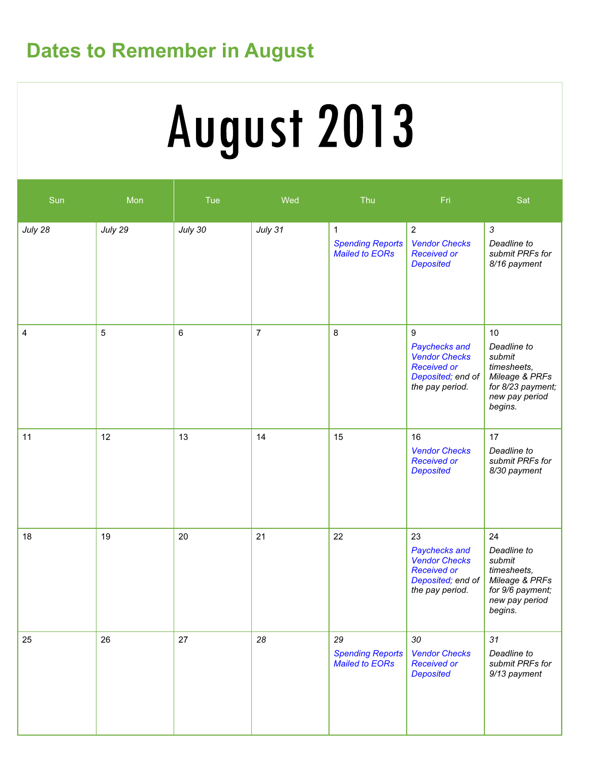## Dates to Remember in August

# August 2013

| Sun | Mon | Tue | Wed | Thu | Fri | Sat |
|---|---|---|---|---|---|---|
| *July 28* | *July 29* | *July 30* | *July 31* | 1 *Spending Reports Mailed to EORs* | 2 *Vendor Checks Received or Deposited* | *3* *Deadline to submit PRFs for 8/16 payment* |
| 4 | 5 | 6 | 7 | 8 | 9 *Paychecks and Vendor Checks Received or Deposited;* *end of the pay period.* | 10 *Deadline to submit timesheets, Mileage & PRFs for 8/23 payment; new pay period begins.* |
| 11 | 12 | 13 | 14 | 15 | 16 *Vendor Checks Received or Deposited* | 17 *Deadline to submit PRFs for 8/30 payment* |
| 18 | 19 | 20 | 21 | 22 | 23 *Paychecks and Vendor Checks Received or Deposited;* *end of the pay period.* | 24 *Deadline to submit timesheets, Mileage & PRFs for 9/6 payment; new pay period begins.* |
| 25 | 26 | 27 | *28* | *29* *Spending Reports Mailed to EORs* | *30* *Vendor Checks Received or Deposited* | *31* *Deadline to submit PRFs for 9/13 payment* |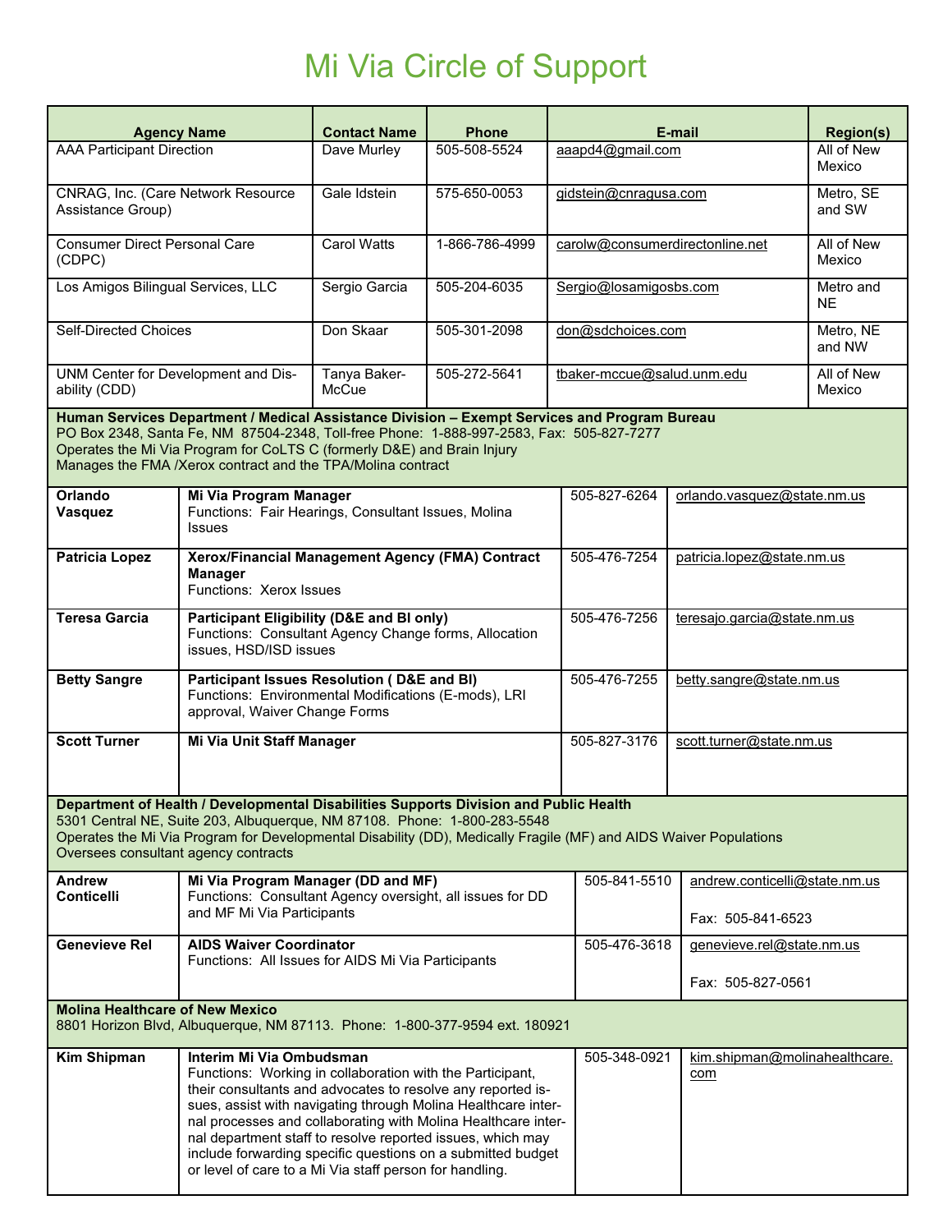# Mi Via Circle of Support

| Agency Name | Contact Name | Phone | E-mail | Region(s) |
|---|---|---|---|---|
| AAA Participant Direction | Dave Murley | 505-508-5524 | aaapd4@gmail.com | All of New Mexico |
| CNRAG, Inc. (Care Network Resource Assistance Group) | Gale Idstein | 575-650-0053 | gidstein@cnragusa.com | Metro, SE and SW |
| Consumer Direct Personal Care (CDPC) | Carol Watts | 1-866-786-4999 | carolw@consumerdirectonline.net | All of New Mexico |
| Los Amigos Bilingual Services, LLC | Sergio Garcia | 505-204-6035 | Sergio@losamigosbs.com | Metro and NE |
| Self-Directed Choices | Don Skaar | 505-301-2098 | don@sdchoices.com | Metro, NE and NW |
| UNM Center for Development and Disability (CDD) | Tanya Baker-McCue | 505-272-5641 | tbaker-mccue@salud.unm.edu | All of New Mexico |

**Human Services Department / Medical Assistance Division – Exempt Services and Program Bureau**
PO Box 2348, Santa Fe, NM 87504-2348, Toll-free Phone: 1-888-997-2583, Fax: 505-827-7277
Operates the Mi Via Program for CoLTS C (formerly D&E) and Brain Injury
Manages the FMA /Xerox contract and the TPA/Molina contract

| | | | |
|---|---|---|---|
| **Orlando Vasquez** | **Mi Via Program Manager** Functions: Fair Hearings, Consultant Issues, Molina Issues | 505-827-6264 | orlando.vasquez@state.nm.us |
| **Patricia Lopez** | **Xerox/Financial Management Agency (FMA) Contract Manager** Functions: Xerox Issues | 505-476-7254 | patricia.lopez@state.nm.us |
| **Teresa Garcia** | **Participant Eligibility (D&E and BI only)** Functions: Consultant Agency Change forms, Allocation issues, HSD/ISD issues | 505-476-7256 | teresajo.garcia@state.nm.us |
| **Betty Sangre** | **Participant Issues Resolution ( D&E and BI)** Functions: Environmental Modifications (E-mods), LRI approval, Waiver Change Forms | 505-476-7255 | betty.sangre@state.nm.us |
| **Scott Turner** | **Mi Via Unit Staff Manager** | 505-827-3176 | scott.turner@state.nm.us |

**Department of Health / Developmental Disabilities Supports Division and Public Health**
5301 Central NE, Suite 203, Albuquerque, NM 87108. Phone: 1-800-283-5548
Operates the Mi Via Program for Developmental Disability (DD), Medically Fragile (MF) and AIDS Waiver Populations
Oversees consultant agency contracts

| | | | |
|---|---|---|---|
| **Andrew Conticelli** | **Mi Via Program Manager (DD and MF)** Functions: Consultant Agency oversight, all issues for DD and MF Mi Via Participants | 505-841-5510 | andrew.conticelli@state.nm.us Fax: 505-841-6523 |
| **Genevieve Rel** | **AIDS Waiver Coordinator** Functions: All Issues for AIDS Mi Via Participants | 505-476-3618 | genevieve.rel@state.nm.us Fax: 505-827-0561 |

**Molina Healthcare of New Mexico**
8801 Horizon Blvd, Albuquerque, NM 87113. Phone: 1-800-377-9594 ext. 180921

| | | | |
|---|---|---|---|
| **Kim Shipman** | **Interim Mi Via Ombudsman** Functions: Working in collaboration with the Participant, their consultants and advocates to resolve any reported issues, assist with navigating through Molina Healthcare internal processes and collaborating with Molina Healthcare internal department staff to resolve reported issues, which may include forwarding specific questions on a submitted budget or level of care to a Mi Via staff person for handling. | 505-348-0921 | kim.shipman@molinahealthcare.com |